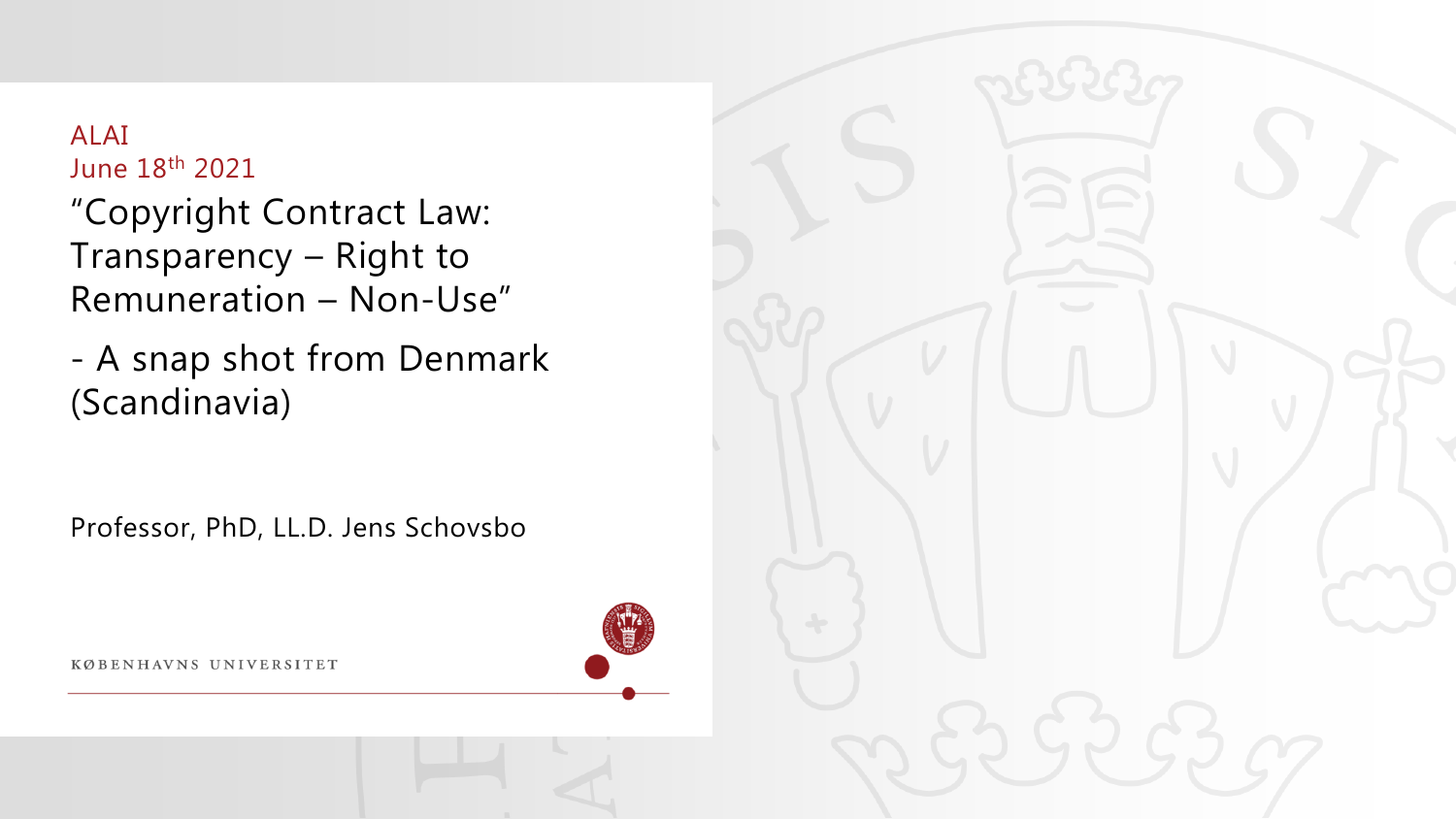ALAI
June 18th 2021

# "Copyright Contract Law: Transparency – Right to Remuneration – Non-Use"

## - A snap shot from Denmark (Scandinavia)

Professor, PhD, LL.D. Jens Schovsbo

KØBENHAVNS UNIVERSITET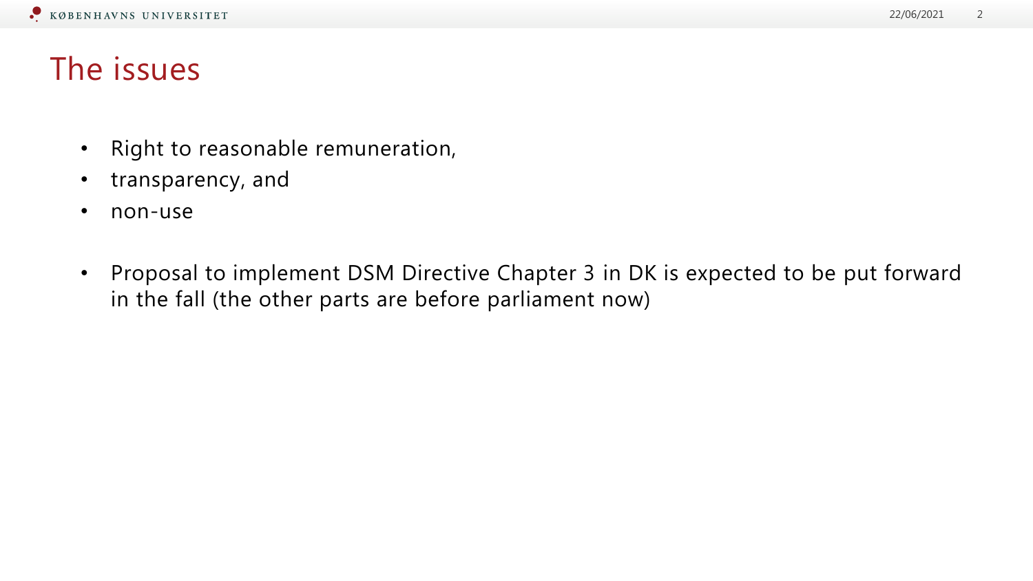# The issues

- Right to reasonable remuneration,
- transparency, and
- non-use

- Proposal to implement DSM Directive Chapter 3 in DK is expected to be put forward in the fall (the other parts are before parliament now)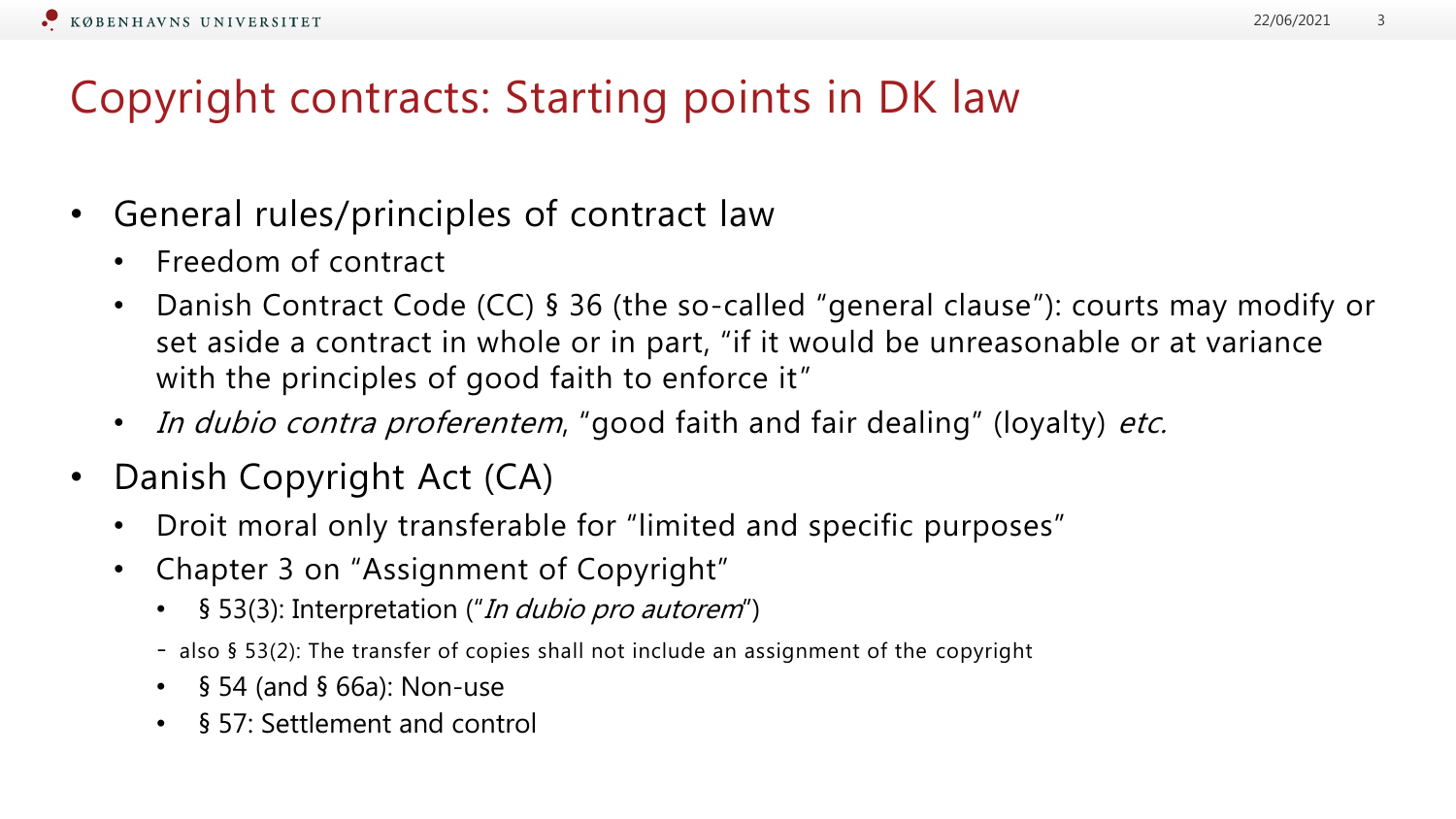# Copyright contracts: Starting points in DK law

- General rules/principles of contract law
  - Freedom of contract
  - Danish Contract Code (CC) § 36 (the so-called "general clause"): courts may modify or set aside a contract in whole or in part, "if it would be unreasonable or at variance with the principles of good faith to enforce it"
  - *In dubio contra proferentem*, "good faith and fair dealing" (loyalty) *etc.*
- Danish Copyright Act (CA)
  - Droit moral only transferable for "limited and specific purposes"
  - Chapter 3 on "Assignment of Copyright"
    - § 53(3): Interpretation ("*In dubio pro autorem*")
    - also § 53(2): The transfer of copies shall not include an assignment of the copyright
    - § 54 (and § 66a): Non-use
    - § 57: Settlement and control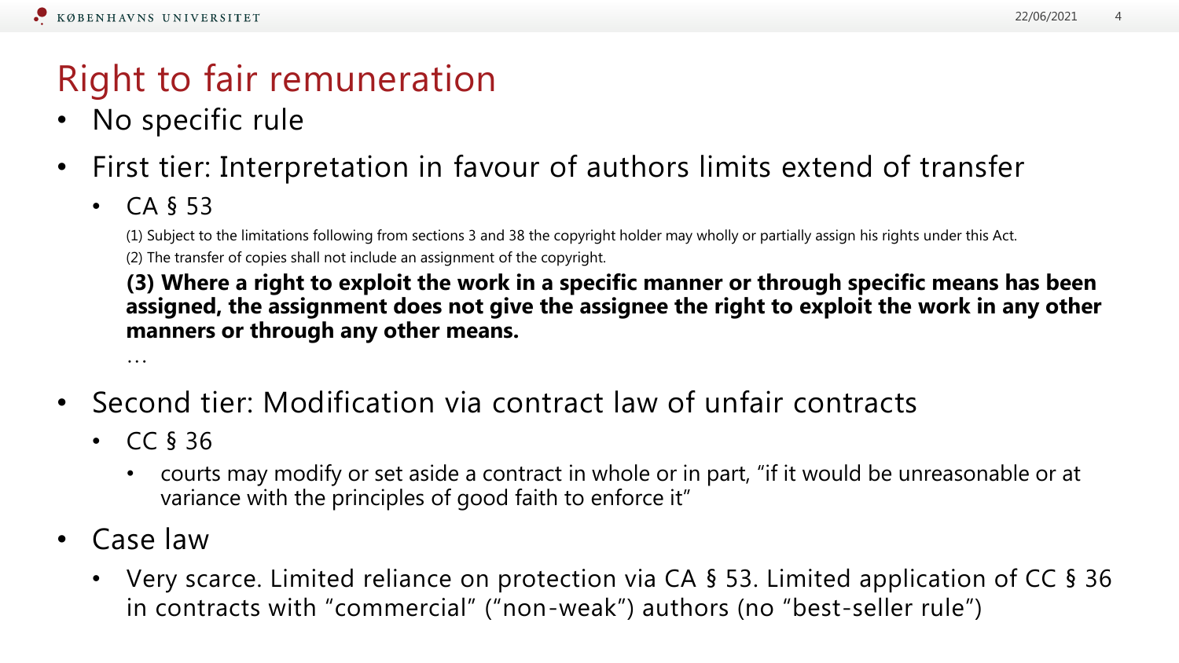# Right to fair remuneration

- No specific rule
- First tier: Interpretation in favour of authors limits extend of transfer
  - CA § 53

    (1) Subject to the limitations following from sections 3 and 38 the copyright holder may wholly or partially assign his rights under this Act.

    (2) The transfer of copies shall not include an assignment of the copyright.

    **(3) Where a right to exploit the work in a specific manner or through specific means has been assigned, the assignment does not give the assignee the right to exploit the work in any other manners or through any other means.**

    …
- Second tier: Modification via contract law of unfair contracts
  - CC § 36
    - courts may modify or set aside a contract in whole or in part, "if it would be unreasonable or at variance with the principles of good faith to enforce it"
- Case law
  - Very scarce. Limited reliance on protection via CA § 53. Limited application of CC § 36 in contracts with "commercial" ("non-weak") authors (no "best-seller rule")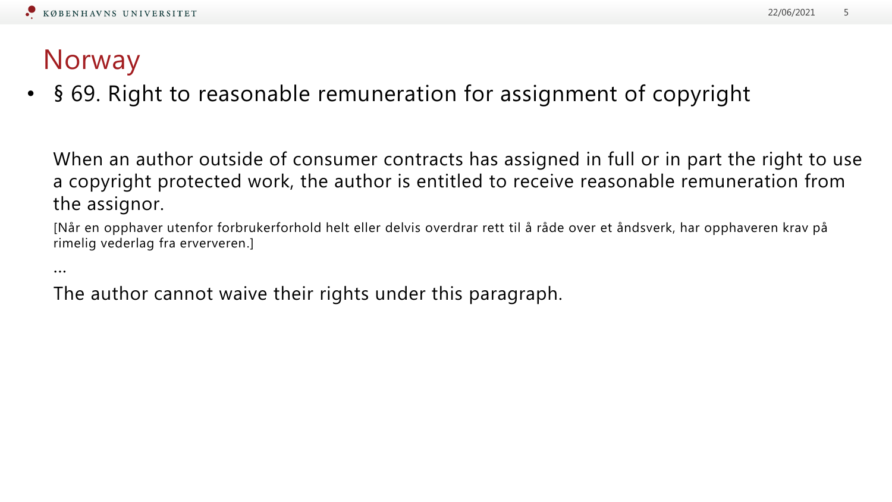# Norway

- § 69. Right to reasonable remuneration for assignment of copyright

When an author outside of consumer contracts has assigned in full or in part the right to use a copyright protected work, the author is entitled to receive reasonable remuneration from the assignor.

[Når en opphaver utenfor forbrukerforhold helt eller delvis overdrar rett til å råde over et åndsverk, har opphaveren krav på rimelig vederlag fra erververen.]

…

The author cannot waive their rights under this paragraph.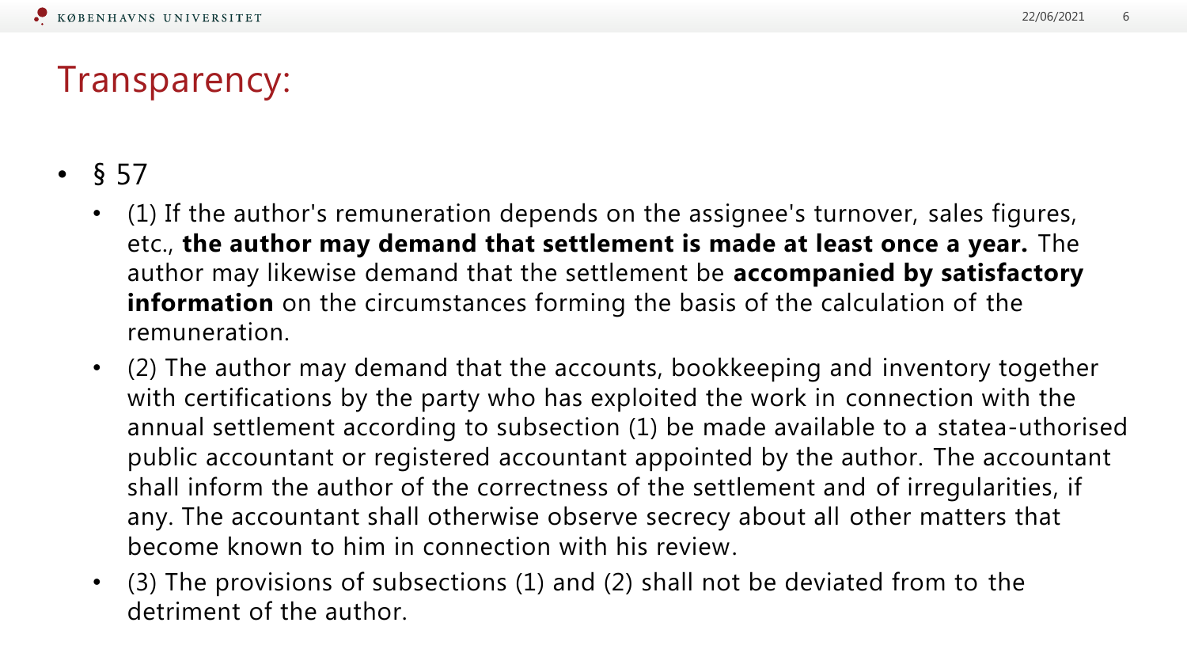# Transparency:

- § 57
  - (1) If the author's remuneration depends on the assignee's turnover, sales figures, etc., **the author may demand that settlement is made at least once a year.** The author may likewise demand that the settlement be **accompanied by satisfactory information** on the circumstances forming the basis of the calculation of the remuneration.
  - (2) The author may demand that the accounts, bookkeeping and inventory together with certifications by the party who has exploited the work in connection with the annual settlement according to subsection (1) be made available to a statea-uthorised public accountant or registered accountant appointed by the author. The accountant shall inform the author of the correctness of the settlement and of irregularities, if any. The accountant shall otherwise observe secrecy about all other matters that become known to him in connection with his review.
  - (3) The provisions of subsections (1) and (2) shall not be deviated from to the detriment of the author.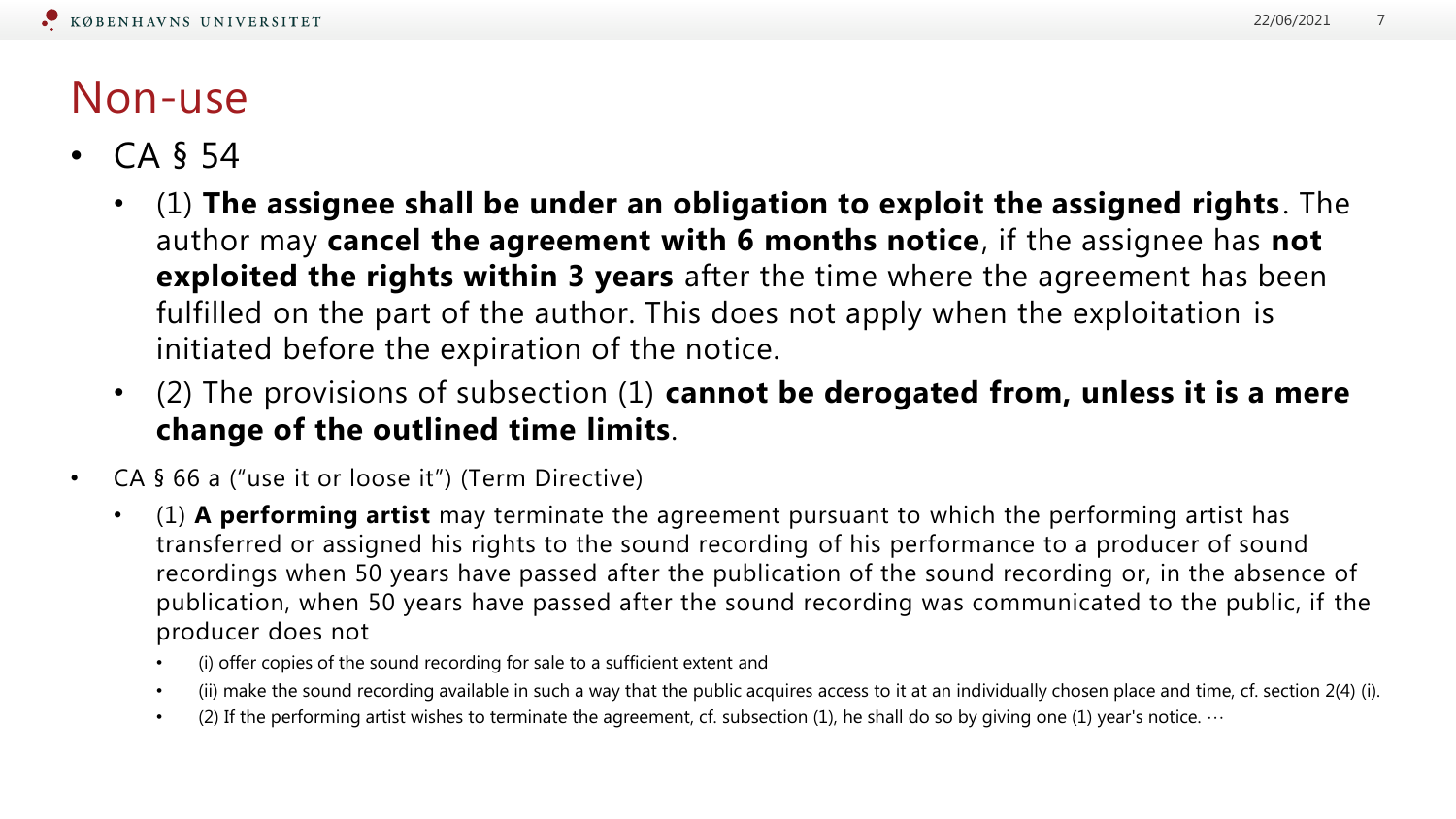# Non-use

- CA § 54
  - (1) **The assignee shall be under an obligation to exploit the assigned rights**. The author may **cancel the agreement with 6 months notice**, if the assignee has **not exploited the rights within 3 years** after the time where the agreement has been fulfilled on the part of the author. This does not apply when the exploitation is initiated before the expiration of the notice.
  - (2) The provisions of subsection (1) **cannot be derogated from, unless it is a mere change of the outlined time limits**.
- CA § 66 a ("use it or loose it") (Term Directive)
  - (1) **A performing artist** may terminate the agreement pursuant to which the performing artist has transferred or assigned his rights to the sound recording of his performance to a producer of sound recordings when 50 years have passed after the publication of the sound recording or, in the absence of publication, when 50 years have passed after the sound recording was communicated to the public, if the producer does not
    - (i) offer copies of the sound recording for sale to a sufficient extent and
    - (ii) make the sound recording available in such a way that the public acquires access to it at an individually chosen place and time, cf. section 2(4) (i).
    - (2) If the performing artist wishes to terminate the agreement, cf. subsection (1), he shall do so by giving one (1) year's notice. …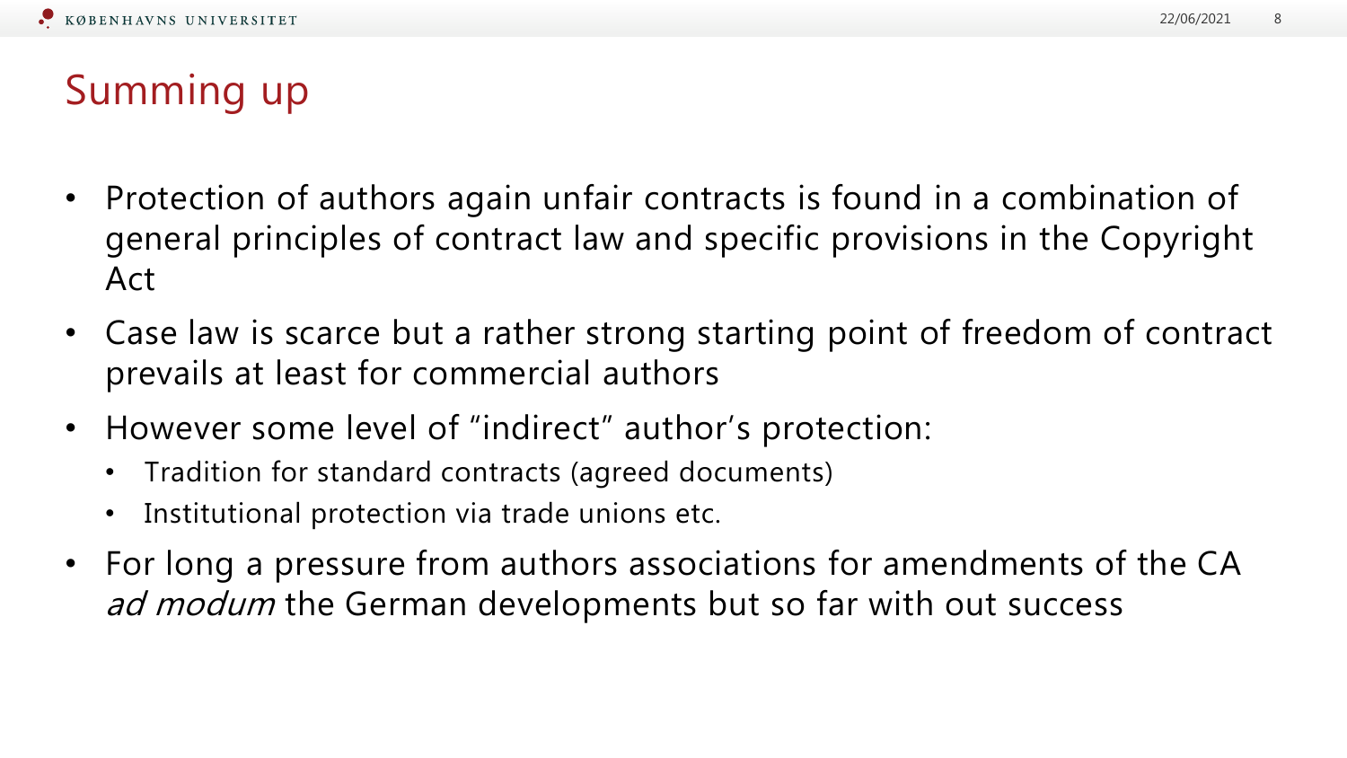# Summing up

- Protection of authors again unfair contracts is found in a combination of general principles of contract law and specific provisions in the Copyright Act
- Case law is scarce but a rather strong starting point of freedom of contract prevails at least for commercial authors
- However some level of "indirect" author's protection:
  - Tradition for standard contracts (agreed documents)
  - Institutional protection via trade unions etc.
- For long a pressure from authors associations for amendments of the CA *ad modum* the German developments but so far with out success